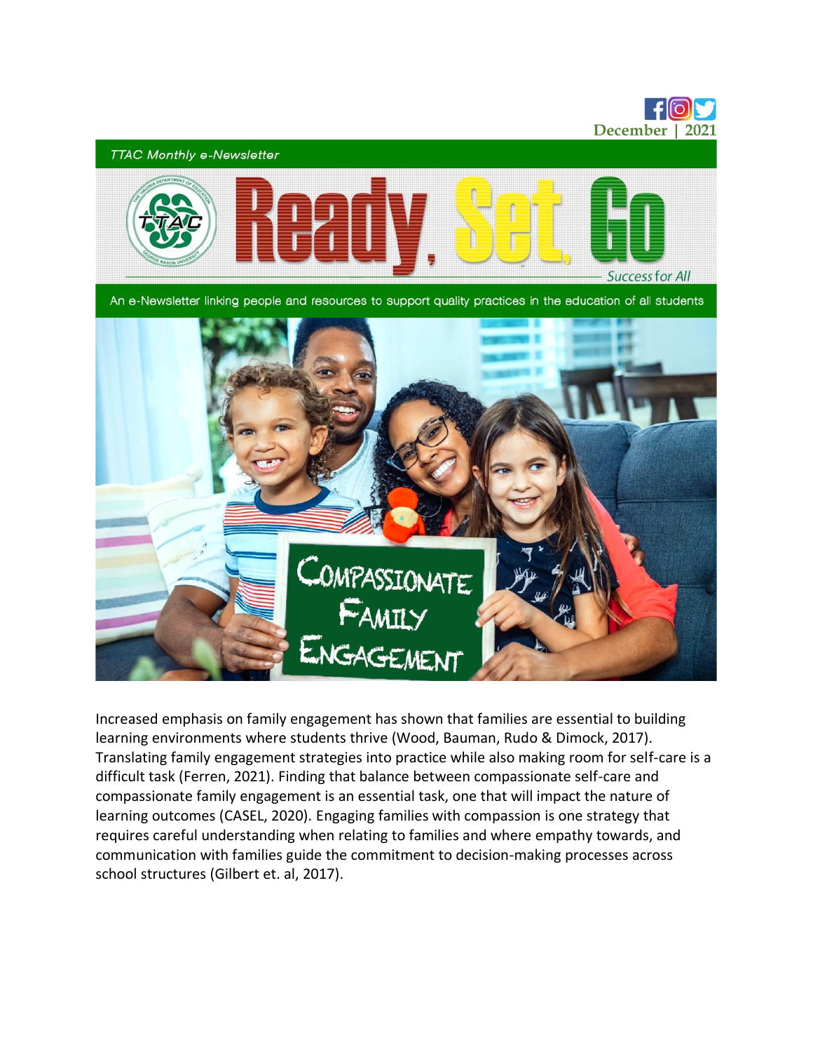December | 2021

TTAC Monthly e-Newsletter

# Ready, Set, Go

*Success for All*

An e-Newsletter linking people and resources to support quality practices in the education of all students

## Compassionate Family Engagement

Increased emphasis on family engagement has shown that families are essential to building learning environments where students thrive (Wood, Bauman, Rudo & Dimock, 2017). Translating family engagement strategies into practice while also making room for self-care is a difficult task (Ferren, 2021). Finding that balance between compassionate self-care and compassionate family engagement is an essential task, one that will impact the nature of learning outcomes (CASEL, 2020). Engaging families with compassion is one strategy that requires careful understanding when relating to families and where empathy towards, and communication with families guide the commitment to decision-making processes across school structures (Gilbert et. al, 2017).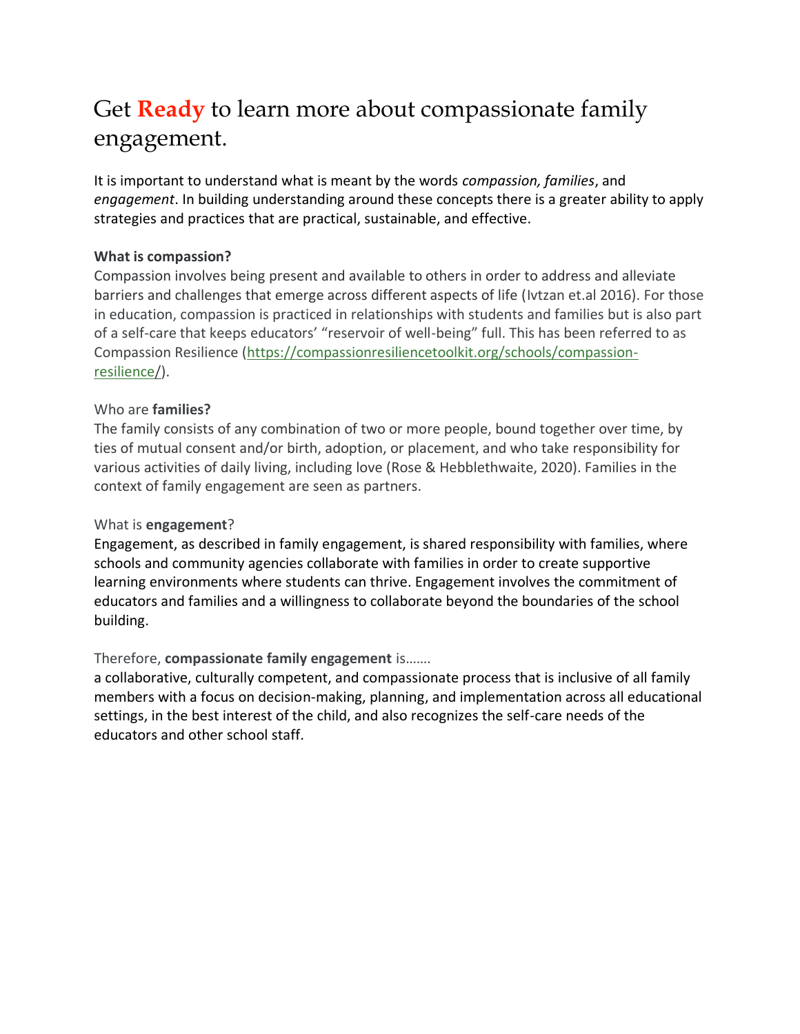# Get **Ready** to learn more about compassionate family engagement.

It is important to understand what is meant by the words *compassion, families*, and *engagement*. In building understanding around these concepts there is a greater ability to apply strategies and practices that are practical, sustainable, and effective.

**What is compassion?**

Compassion involves being present and available to others in order to address and alleviate barriers and challenges that emerge across different aspects of life (Ivtzan et.al 2016). For those in education, compassion is practiced in relationships with students and families but is also part of a self-care that keeps educators' "reservoir of well-being" full. This has been referred to as Compassion Resilience (https://compassionresiliencetoolkit.org/schools/compassion-resilience/).

Who are **families?**

The family consists of any combination of two or more people, bound together over time, by ties of mutual consent and/or birth, adoption, or placement, and who take responsibility for various activities of daily living, including love (Rose & Hebblethwaite, 2020). Families in the context of family engagement are seen as partners.

What is **engagement**?

Engagement, as described in family engagement, is shared responsibility with families, where schools and community agencies collaborate with families in order to create supportive learning environments where students can thrive. Engagement involves the commitment of educators and families and a willingness to collaborate beyond the boundaries of the school building.

Therefore, **compassionate family engagement** is…….

a collaborative, culturally competent, and compassionate process that is inclusive of all family members with a focus on decision-making, planning, and implementation across all educational settings, in the best interest of the child, and also recognizes the self-care needs of the educators and other school staff.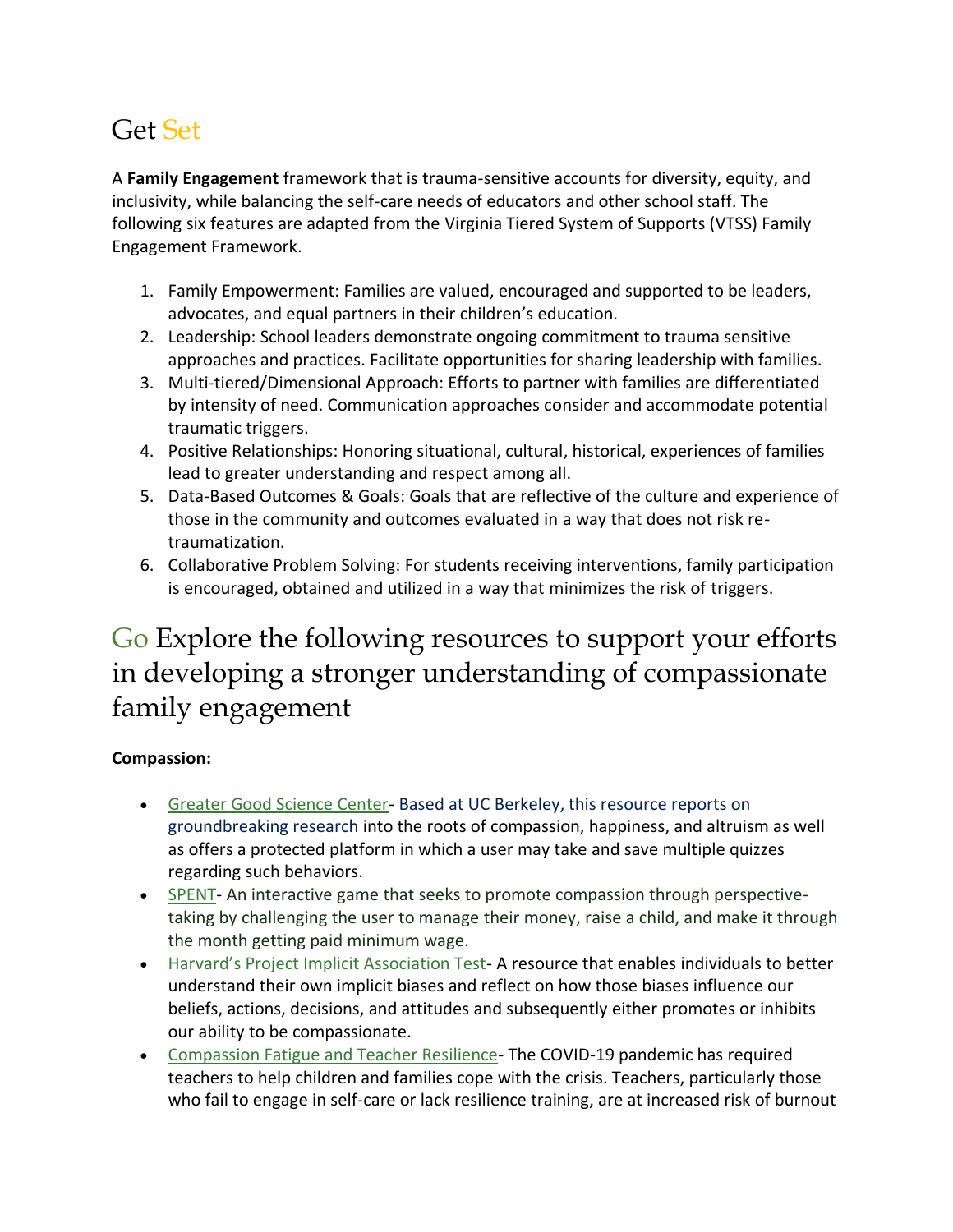# Get Set

A **Family Engagement** framework that is trauma-sensitive accounts for diversity, equity, and inclusivity, while balancing the self-care needs of educators and other school staff. The following six features are adapted from the Virginia Tiered System of Supports (VTSS) Family Engagement Framework.

1. Family Empowerment: Families are valued, encouraged and supported to be leaders, advocates, and equal partners in their children's education.
2. Leadership: School leaders demonstrate ongoing commitment to trauma sensitive approaches and practices. Facilitate opportunities for sharing leadership with families.
3. Multi-tiered/Dimensional Approach: Efforts to partner with families are differentiated by intensity of need. Communication approaches consider and accommodate potential traumatic triggers.
4. Positive Relationships: Honoring situational, cultural, historical, experiences of families lead to greater understanding and respect among all.
5. Data-Based Outcomes & Goals: Goals that are reflective of the culture and experience of those in the community and outcomes evaluated in a way that does not risk re-traumatization.
6. Collaborative Problem Solving: For students receiving interventions, family participation is encouraged, obtained and utilized in a way that minimizes the risk of triggers.

# Go Explore the following resources to support your efforts in developing a stronger understanding of compassionate family engagement

**Compassion:**

- Greater Good Science Center- Based at UC Berkeley, this resource reports on groundbreaking research into the roots of compassion, happiness, and altruism as well as offers a protected platform in which a user may take and save multiple quizzes regarding such behaviors.
- SPENT- An interactive game that seeks to promote compassion through perspective-taking by challenging the user to manage their money, raise a child, and make it through the month getting paid minimum wage.
- Harvard's Project Implicit Association Test- A resource that enables individuals to better understand their own implicit biases and reflect on how those biases influence our beliefs, actions, decisions, and attitudes and subsequently either promotes or inhibits our ability to be compassionate.
- Compassion Fatigue and Teacher Resilience- The COVID-19 pandemic has required teachers to help children and families cope with the crisis. Teachers, particularly those who fail to engage in self-care or lack resilience training, are at increased risk of burnout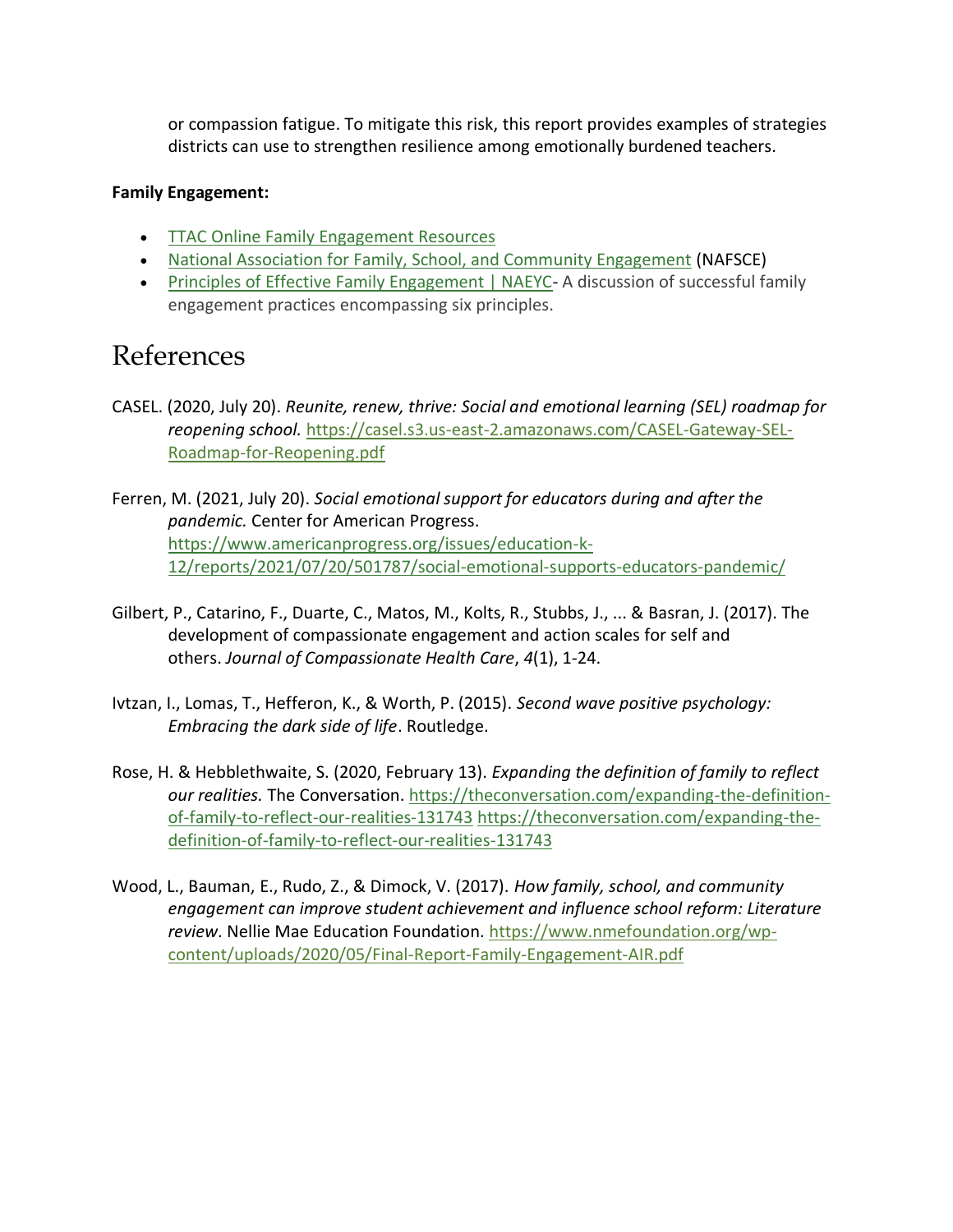or compassion fatigue. To mitigate this risk, this report provides examples of strategies districts can use to strengthen resilience among emotionally burdened teachers.

**Family Engagement:**

- TTAC Online Family Engagement Resources
- National Association for Family, School, and Community Engagement (NAFSCE)
- Principles of Effective Family Engagement | NAEYC- A discussion of successful family engagement practices encompassing six principles.

# References

CASEL. (2020, July 20). *Reunite, renew, thrive: Social and emotional learning (SEL) roadmap for reopening school.* https://casel.s3.us-east-2.amazonaws.com/CASEL-Gateway-SEL-Roadmap-for-Reopening.pdf

Ferren, M. (2021, July 20). *Social emotional support for educators during and after the pandemic.* Center for American Progress. https://www.americanprogress.org/issues/education-k-12/reports/2021/07/20/501787/social-emotional-supports-educators-pandemic/

Gilbert, P., Catarino, F., Duarte, C., Matos, M., Kolts, R., Stubbs, J., ... & Basran, J. (2017). The development of compassionate engagement and action scales for self and others. *Journal of Compassionate Health Care*, *4*(1), 1-24.

Ivtzan, I., Lomas, T., Hefferon, K., & Worth, P. (2015). *Second wave positive psychology: Embracing the dark side of life*. Routledge.

Rose, H. & Hebblethwaite, S. (2020, February 13). *Expanding the definition of family to reflect our realities.* The Conversation. https://theconversation.com/expanding-the-definition-of-family-to-reflect-our-realities-131743 https://theconversation.com/expanding-the-definition-of-family-to-reflect-our-realities-131743

Wood, L., Bauman, E., Rudo, Z., & Dimock, V. (2017). *How family, school, and community engagement can improve student achievement and influence school reform: Literature review*. Nellie Mae Education Foundation. https://www.nmefoundation.org/wp-content/uploads/2020/05/Final-Report-Family-Engagement-AIR.pdf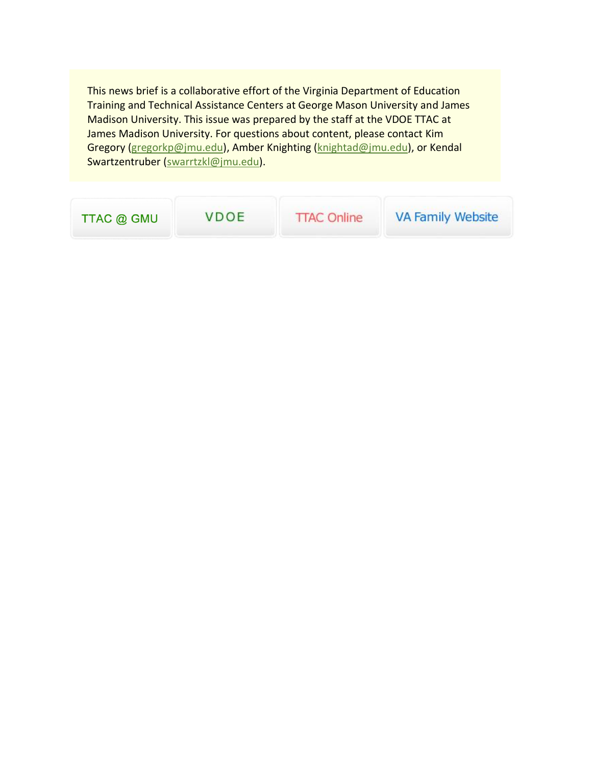This news brief is a collaborative effort of the Virginia Department of Education Training and Technical Assistance Centers at George Mason University and James Madison University. This issue was prepared by the staff at the VDOE TTAC at James Madison University. For questions about content, please contact Kim Gregory (gregorkp@jmu.edu), Amber Knighting (knightad@jmu.edu), or Kendal Swartzentruber (swarrtzkl@jmu.edu).

TTAC @ GMU | VDOE | TTAC Online | VA Family Website